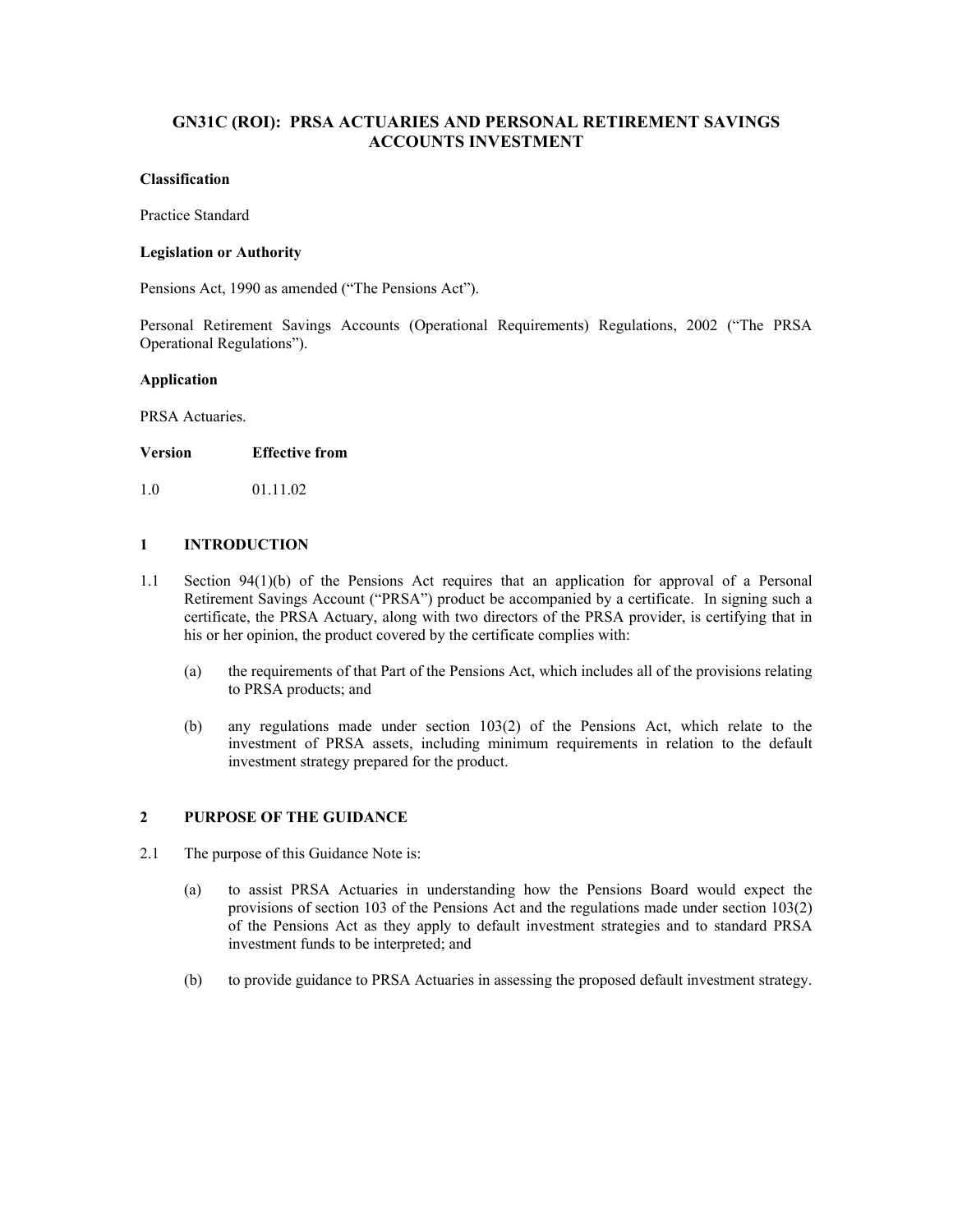# GN31C (ROI): PRSA ACTUARIES AND PERSONAL RETIREMENT SAVINGS ACCOUNTS INVESTMENT

**Classification**

Practice Standard

**Legislation or Authority**

Pensions Act, 1990 as amended ("The Pensions Act").

Personal Retirement Savings Accounts (Operational Requirements) Regulations, 2002 ("The PRSA Operational Regulations").

**Application**

PRSA Actuaries.

| Version | Effective from |
|---|---|
| 1.0 | 01.11.02 |

## 1 INTRODUCTION

1.1 Section 94(1)(b) of the Pensions Act requires that an application for approval of a Personal Retirement Savings Account ("PRSA") product be accompanied by a certificate. In signing such a certificate, the PRSA Actuary, along with two directors of the PRSA provider, is certifying that in his or her opinion, the product covered by the certificate complies with:

(a) the requirements of that Part of the Pensions Act, which includes all of the provisions relating to PRSA products; and

(b) any regulations made under section 103(2) of the Pensions Act, which relate to the investment of PRSA assets, including minimum requirements in relation to the default investment strategy prepared for the product.

## 2 PURPOSE OF THE GUIDANCE

2.1 The purpose of this Guidance Note is:

(a) to assist PRSA Actuaries in understanding how the Pensions Board would expect the provisions of section 103 of the Pensions Act and the regulations made under section 103(2) of the Pensions Act as they apply to default investment strategies and to standard PRSA investment funds to be interpreted; and

(b) to provide guidance to PRSA Actuaries in assessing the proposed default investment strategy.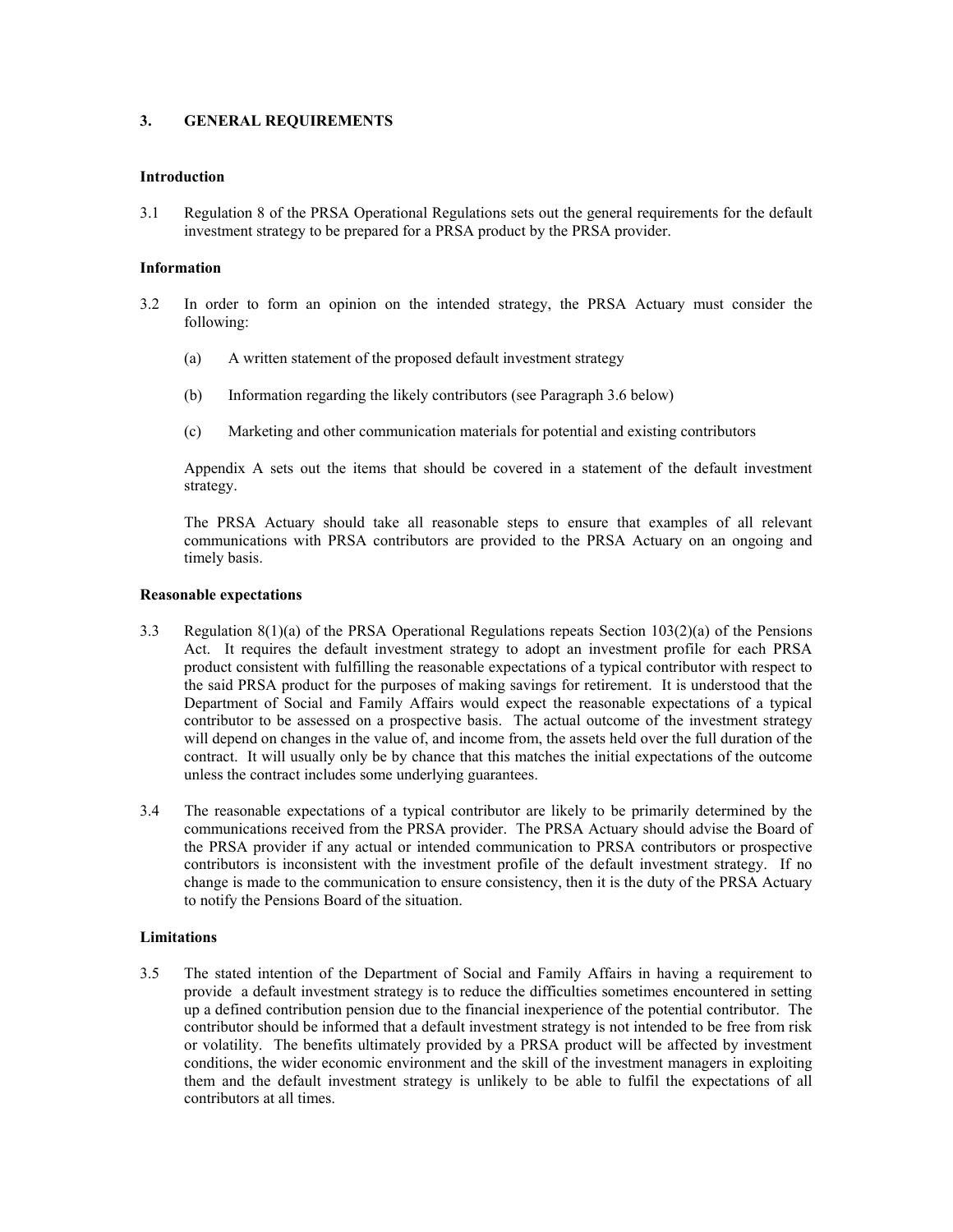## 3. GENERAL REQUIREMENTS

### Introduction

3.1 Regulation 8 of the PRSA Operational Regulations sets out the general requirements for the default investment strategy to be prepared for a PRSA product by the PRSA provider.

### Information

3.2 In order to form an opinion on the intended strategy, the PRSA Actuary must consider the following:

(a) A written statement of the proposed default investment strategy

(b) Information regarding the likely contributors (see Paragraph 3.6 below)

(c) Marketing and other communication materials for potential and existing contributors

Appendix A sets out the items that should be covered in a statement of the default investment strategy.

The PRSA Actuary should take all reasonable steps to ensure that examples of all relevant communications with PRSA contributors are provided to the PRSA Actuary on an ongoing and timely basis.

### Reasonable expectations

3.3 Regulation 8(1)(a) of the PRSA Operational Regulations repeats Section 103(2)(a) of the Pensions Act. It requires the default investment strategy to adopt an investment profile for each PRSA product consistent with fulfilling the reasonable expectations of a typical contributor with respect to the said PRSA product for the purposes of making savings for retirement. It is understood that the Department of Social and Family Affairs would expect the reasonable expectations of a typical contributor to be assessed on a prospective basis. The actual outcome of the investment strategy will depend on changes in the value of, and income from, the assets held over the full duration of the contract. It will usually only be by chance that this matches the initial expectations of the outcome unless the contract includes some underlying guarantees.

3.4 The reasonable expectations of a typical contributor are likely to be primarily determined by the communications received from the PRSA provider. The PRSA Actuary should advise the Board of the PRSA provider if any actual or intended communication to PRSA contributors or prospective contributors is inconsistent with the investment profile of the default investment strategy. If no change is made to the communication to ensure consistency, then it is the duty of the PRSA Actuary to notify the Pensions Board of the situation.

### Limitations

3.5 The stated intention of the Department of Social and Family Affairs in having a requirement to provide a default investment strategy is to reduce the difficulties sometimes encountered in setting up a defined contribution pension due to the financial inexperience of the potential contributor. The contributor should be informed that a default investment strategy is not intended to be free from risk or volatility. The benefits ultimately provided by a PRSA product will be affected by investment conditions, the wider economic environment and the skill of the investment managers in exploiting them and the default investment strategy is unlikely to be able to fulfil the expectations of all contributors at all times.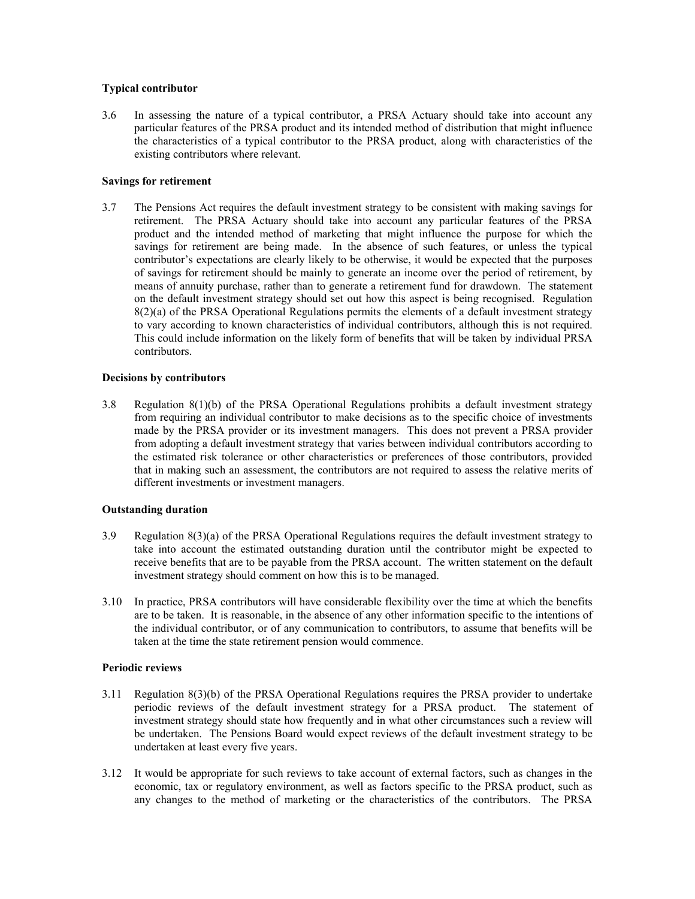**Typical contributor**

3.6 In assessing the nature of a typical contributor, a PRSA Actuary should take into account any particular features of the PRSA product and its intended method of distribution that might influence the characteristics of a typical contributor to the PRSA product, along with characteristics of the existing contributors where relevant.

**Savings for retirement**

3.7 The Pensions Act requires the default investment strategy to be consistent with making savings for retirement. The PRSA Actuary should take into account any particular features of the PRSA product and the intended method of marketing that might influence the purpose for which the savings for retirement are being made. In the absence of such features, or unless the typical contributor's expectations are clearly likely to be otherwise, it would be expected that the purposes of savings for retirement should be mainly to generate an income over the period of retirement, by means of annuity purchase, rather than to generate a retirement fund for drawdown. The statement on the default investment strategy should set out how this aspect is being recognised. Regulation 8(2)(a) of the PRSA Operational Regulations permits the elements of a default investment strategy to vary according to known characteristics of individual contributors, although this is not required. This could include information on the likely form of benefits that will be taken by individual PRSA contributors.

**Decisions by contributors**

3.8 Regulation 8(1)(b) of the PRSA Operational Regulations prohibits a default investment strategy from requiring an individual contributor to make decisions as to the specific choice of investments made by the PRSA provider or its investment managers. This does not prevent a PRSA provider from adopting a default investment strategy that varies between individual contributors according to the estimated risk tolerance or other characteristics or preferences of those contributors, provided that in making such an assessment, the contributors are not required to assess the relative merits of different investments or investment managers.

**Outstanding duration**

3.9 Regulation 8(3)(a) of the PRSA Operational Regulations requires the default investment strategy to take into account the estimated outstanding duration until the contributor might be expected to receive benefits that are to be payable from the PRSA account. The written statement on the default investment strategy should comment on how this is to be managed.

3.10 In practice, PRSA contributors will have considerable flexibility over the time at which the benefits are to be taken. It is reasonable, in the absence of any other information specific to the intentions of the individual contributor, or of any communication to contributors, to assume that benefits will be taken at the time the state retirement pension would commence.

**Periodic reviews**

3.11 Regulation 8(3)(b) of the PRSA Operational Regulations requires the PRSA provider to undertake periodic reviews of the default investment strategy for a PRSA product. The statement of investment strategy should state how frequently and in what other circumstances such a review will be undertaken. The Pensions Board would expect reviews of the default investment strategy to be undertaken at least every five years.

3.12 It would be appropriate for such reviews to take account of external factors, such as changes in the economic, tax or regulatory environment, as well as factors specific to the PRSA product, such as any changes to the method of marketing or the characteristics of the contributors. The PRSA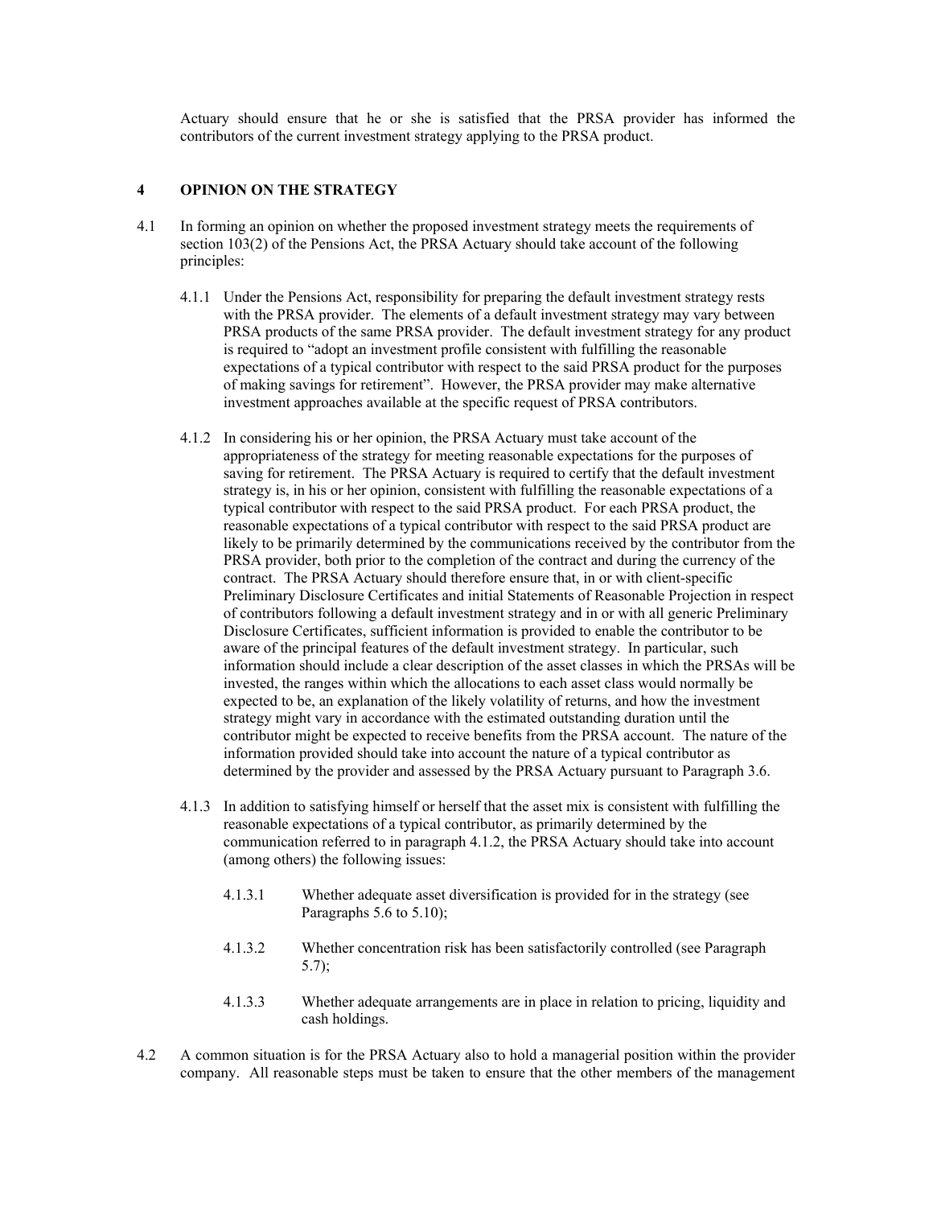Actuary should ensure that he or she is satisfied that the PRSA provider has informed the contributors of the current investment strategy applying to the PRSA product.

## 4 OPINION ON THE STRATEGY

4.1 In forming an opinion on whether the proposed investment strategy meets the requirements of section 103(2) of the Pensions Act, the PRSA Actuary should take account of the following principles:

4.1.1 Under the Pensions Act, responsibility for preparing the default investment strategy rests with the PRSA provider. The elements of a default investment strategy may vary between PRSA products of the same PRSA provider. The default investment strategy for any product is required to "adopt an investment profile consistent with fulfilling the reasonable expectations of a typical contributor with respect to the said PRSA product for the purposes of making savings for retirement". However, the PRSA provider may make alternative investment approaches available at the specific request of PRSA contributors.

4.1.2 In considering his or her opinion, the PRSA Actuary must take account of the appropriateness of the strategy for meeting reasonable expectations for the purposes of saving for retirement. The PRSA Actuary is required to certify that the default investment strategy is, in his or her opinion, consistent with fulfilling the reasonable expectations of a typical contributor with respect to the said PRSA product. For each PRSA product, the reasonable expectations of a typical contributor with respect to the said PRSA product are likely to be primarily determined by the communications received by the contributor from the PRSA provider, both prior to the completion of the contract and during the currency of the contract. The PRSA Actuary should therefore ensure that, in or with client-specific Preliminary Disclosure Certificates and initial Statements of Reasonable Projection in respect of contributors following a default investment strategy and in or with all generic Preliminary Disclosure Certificates, sufficient information is provided to enable the contributor to be aware of the principal features of the default investment strategy. In particular, such information should include a clear description of the asset classes in which the PRSAs will be invested, the ranges within which the allocations to each asset class would normally be expected to be, an explanation of the likely volatility of returns, and how the investment strategy might vary in accordance with the estimated outstanding duration until the contributor might be expected to receive benefits from the PRSA account. The nature of the information provided should take into account the nature of a typical contributor as determined by the provider and assessed by the PRSA Actuary pursuant to Paragraph 3.6.

4.1.3 In addition to satisfying himself or herself that the asset mix is consistent with fulfilling the reasonable expectations of a typical contributor, as primarily determined by the communication referred to in paragraph 4.1.2, the PRSA Actuary should take into account (among others) the following issues:

4.1.3.1 Whether adequate asset diversification is provided for in the strategy (see Paragraphs 5.6 to 5.10);

4.1.3.2 Whether concentration risk has been satisfactorily controlled (see Paragraph 5.7);

4.1.3.3 Whether adequate arrangements are in place in relation to pricing, liquidity and cash holdings.

4.2 A common situation is for the PRSA Actuary also to hold a managerial position within the provider company. All reasonable steps must be taken to ensure that the other members of the management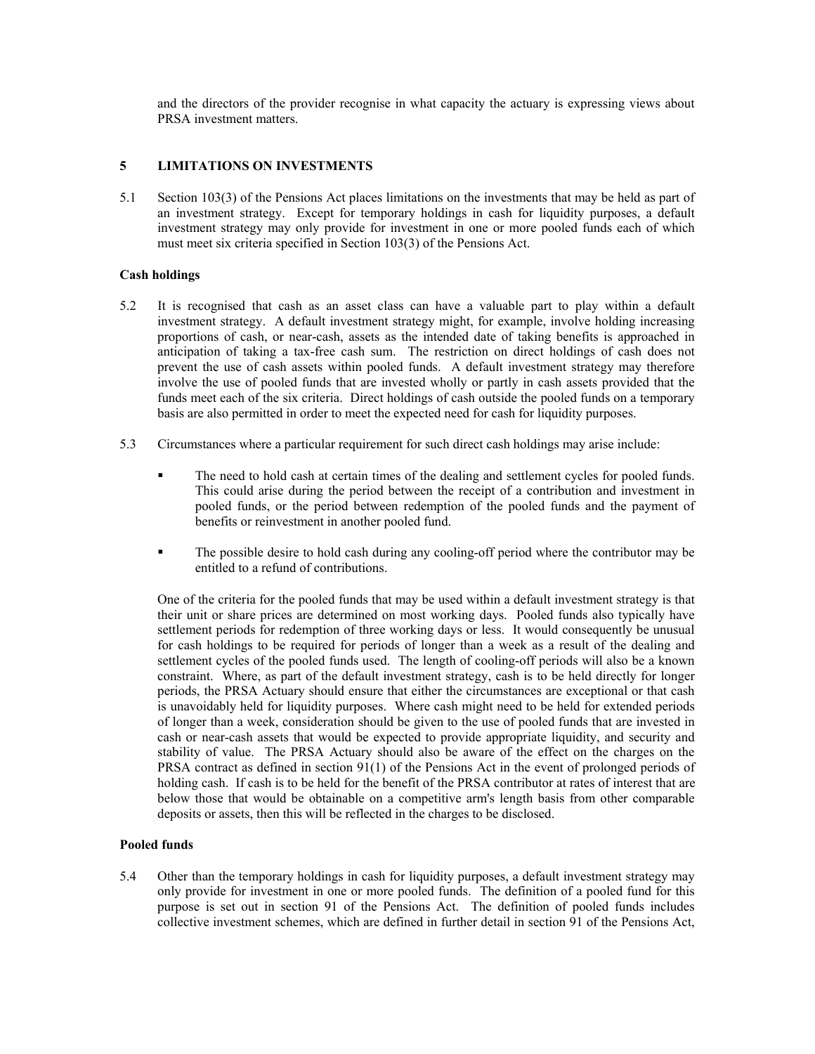and the directors of the provider recognise in what capacity the actuary is expressing views about PRSA investment matters.

## 5 LIMITATIONS ON INVESTMENTS

5.1 Section 103(3) of the Pensions Act places limitations on the investments that may be held as part of an investment strategy. Except for temporary holdings in cash for liquidity purposes, a default investment strategy may only provide for investment in one or more pooled funds each of which must meet six criteria specified in Section 103(3) of the Pensions Act.

**Cash holdings**

5.2 It is recognised that cash as an asset class can have a valuable part to play within a default investment strategy. A default investment strategy might, for example, involve holding increasing proportions of cash, or near-cash, assets as the intended date of taking benefits is approached in anticipation of taking a tax-free cash sum. The restriction on direct holdings of cash does not prevent the use of cash assets within pooled funds. A default investment strategy may therefore involve the use of pooled funds that are invested wholly or partly in cash assets provided that the funds meet each of the six criteria. Direct holdings of cash outside the pooled funds on a temporary basis are also permitted in order to meet the expected need for cash for liquidity purposes.

5.3 Circumstances where a particular requirement for such direct cash holdings may arise include:

- The need to hold cash at certain times of the dealing and settlement cycles for pooled funds. This could arise during the period between the receipt of a contribution and investment in pooled funds, or the period between redemption of the pooled funds and the payment of benefits or reinvestment in another pooled fund.
- The possible desire to hold cash during any cooling-off period where the contributor may be entitled to a refund of contributions.

One of the criteria for the pooled funds that may be used within a default investment strategy is that their unit or share prices are determined on most working days. Pooled funds also typically have settlement periods for redemption of three working days or less. It would consequently be unusual for cash holdings to be required for periods of longer than a week as a result of the dealing and settlement cycles of the pooled funds used. The length of cooling-off periods will also be a known constraint. Where, as part of the default investment strategy, cash is to be held directly for longer periods, the PRSA Actuary should ensure that either the circumstances are exceptional or that cash is unavoidably held for liquidity purposes. Where cash might need to be held for extended periods of longer than a week, consideration should be given to the use of pooled funds that are invested in cash or near-cash assets that would be expected to provide appropriate liquidity, and security and stability of value. The PRSA Actuary should also be aware of the effect on the charges on the PRSA contract as defined in section 91(1) of the Pensions Act in the event of prolonged periods of holding cash. If cash is to be held for the benefit of the PRSA contributor at rates of interest that are below those that would be obtainable on a competitive arm's length basis from other comparable deposits or assets, then this will be reflected in the charges to be disclosed.

**Pooled funds**

5.4 Other than the temporary holdings in cash for liquidity purposes, a default investment strategy may only provide for investment in one or more pooled funds. The definition of a pooled fund for this purpose is set out in section 91 of the Pensions Act. The definition of pooled funds includes collective investment schemes, which are defined in further detail in section 91 of the Pensions Act,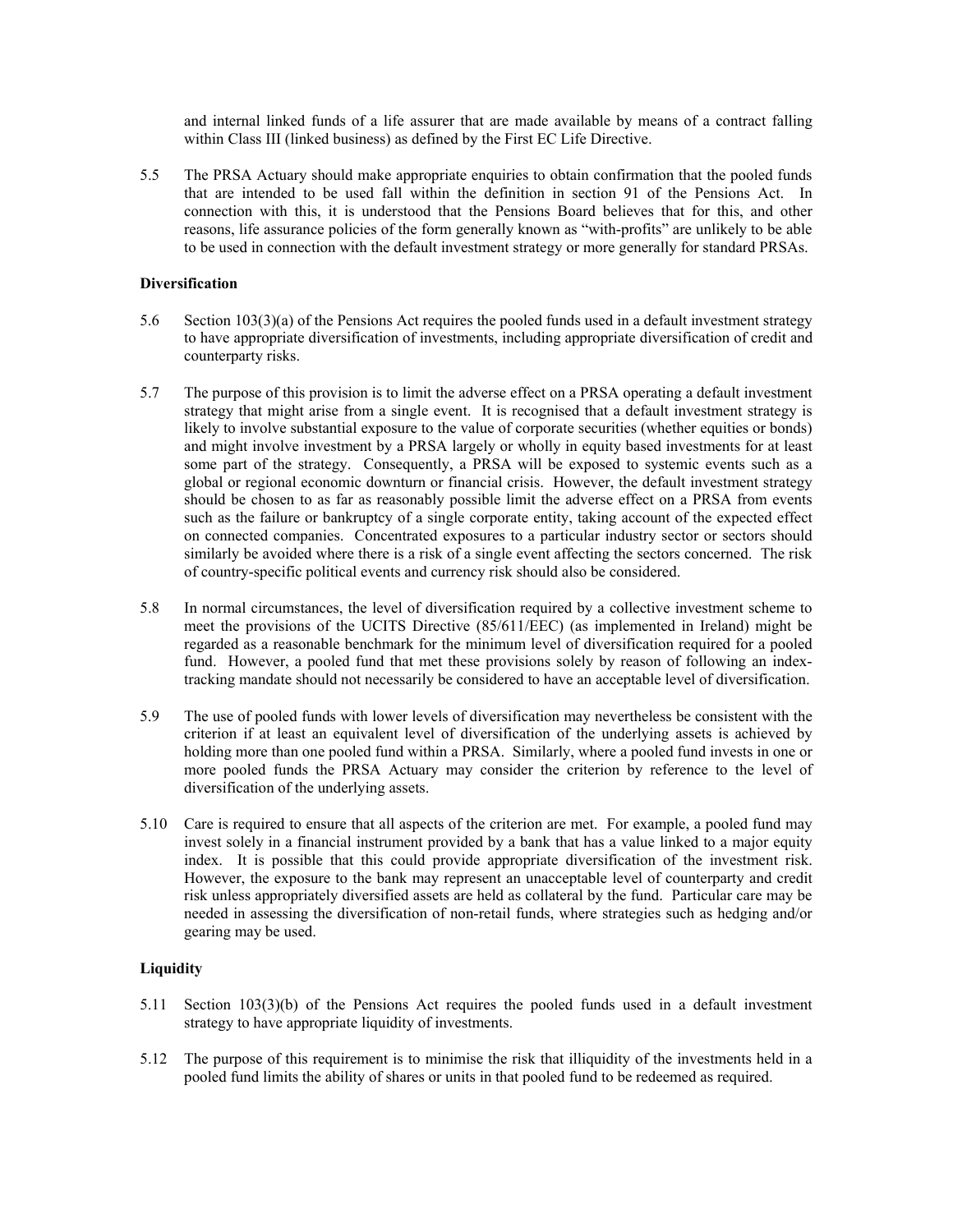and internal linked funds of a life assurer that are made available by means of a contract falling within Class III (linked business) as defined by the First EC Life Directive.

5.5 The PRSA Actuary should make appropriate enquiries to obtain confirmation that the pooled funds that are intended to be used fall within the definition in section 91 of the Pensions Act. In connection with this, it is understood that the Pensions Board believes that for this, and other reasons, life assurance policies of the form generally known as "with-profits" are unlikely to be able to be used in connection with the default investment strategy or more generally for standard PRSAs.

### Diversification

5.6 Section 103(3)(a) of the Pensions Act requires the pooled funds used in a default investment strategy to have appropriate diversification of investments, including appropriate diversification of credit and counterparty risks.

5.7 The purpose of this provision is to limit the adverse effect on a PRSA operating a default investment strategy that might arise from a single event. It is recognised that a default investment strategy is likely to involve substantial exposure to the value of corporate securities (whether equities or bonds) and might involve investment by a PRSA largely or wholly in equity based investments for at least some part of the strategy. Consequently, a PRSA will be exposed to systemic events such as a global or regional economic downturn or financial crisis. However, the default investment strategy should be chosen to as far as reasonably possible limit the adverse effect on a PRSA from events such as the failure or bankruptcy of a single corporate entity, taking account of the expected effect on connected companies. Concentrated exposures to a particular industry sector or sectors should similarly be avoided where there is a risk of a single event affecting the sectors concerned. The risk of country-specific political events and currency risk should also be considered.

5.8 In normal circumstances, the level of diversification required by a collective investment scheme to meet the provisions of the UCITS Directive (85/611/EEC) (as implemented in Ireland) might be regarded as a reasonable benchmark for the minimum level of diversification required for a pooled fund. However, a pooled fund that met these provisions solely by reason of following an index-tracking mandate should not necessarily be considered to have an acceptable level of diversification.

5.9 The use of pooled funds with lower levels of diversification may nevertheless be consistent with the criterion if at least an equivalent level of diversification of the underlying assets is achieved by holding more than one pooled fund within a PRSA. Similarly, where a pooled fund invests in one or more pooled funds the PRSA Actuary may consider the criterion by reference to the level of diversification of the underlying assets.

5.10 Care is required to ensure that all aspects of the criterion are met. For example, a pooled fund may invest solely in a financial instrument provided by a bank that has a value linked to a major equity index. It is possible that this could provide appropriate diversification of the investment risk. However, the exposure to the bank may represent an unacceptable level of counterparty and credit risk unless appropriately diversified assets are held as collateral by the fund. Particular care may be needed in assessing the diversification of non-retail funds, where strategies such as hedging and/or gearing may be used.

### Liquidity

5.11 Section 103(3)(b) of the Pensions Act requires the pooled funds used in a default investment strategy to have appropriate liquidity of investments.

5.12 The purpose of this requirement is to minimise the risk that illiquidity of the investments held in a pooled fund limits the ability of shares or units in that pooled fund to be redeemed as required.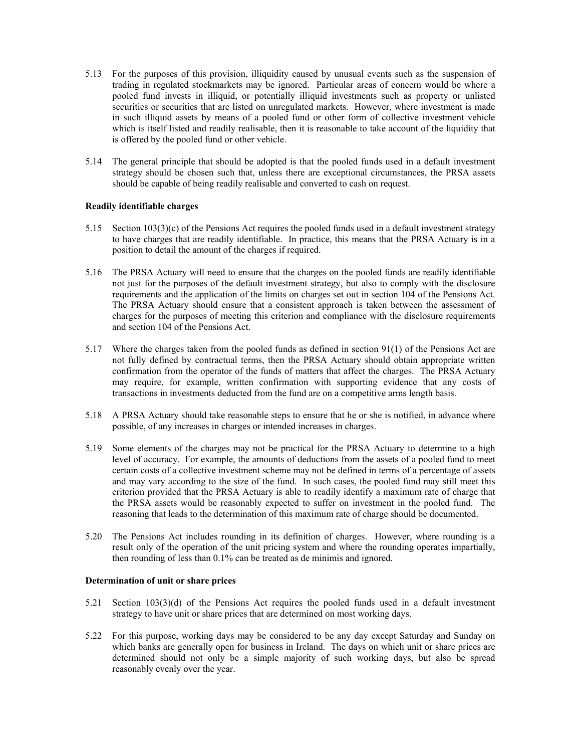5.13 For the purposes of this provision, illiquidity caused by unusual events such as the suspension of trading in regulated stockmarkets may be ignored. Particular areas of concern would be where a pooled fund invests in illiquid, or potentially illiquid investments such as property or unlisted securities or securities that are listed on unregulated markets. However, where investment is made in such illiquid assets by means of a pooled fund or other form of collective investment vehicle which is itself listed and readily realisable, then it is reasonable to take account of the liquidity that is offered by the pooled fund or other vehicle.

5.14 The general principle that should be adopted is that the pooled funds used in a default investment strategy should be chosen such that, unless there are exceptional circumstances, the PRSA assets should be capable of being readily realisable and converted to cash on request.

**Readily identifiable charges**

5.15 Section 103(3)(c) of the Pensions Act requires the pooled funds used in a default investment strategy to have charges that are readily identifiable. In practice, this means that the PRSA Actuary is in a position to detail the amount of the charges if required.

5.16 The PRSA Actuary will need to ensure that the charges on the pooled funds are readily identifiable not just for the purposes of the default investment strategy, but also to comply with the disclosure requirements and the application of the limits on charges set out in section 104 of the Pensions Act. The PRSA Actuary should ensure that a consistent approach is taken between the assessment of charges for the purposes of meeting this criterion and compliance with the disclosure requirements and section 104 of the Pensions Act.

5.17 Where the charges taken from the pooled funds as defined in section 91(1) of the Pensions Act are not fully defined by contractual terms, then the PRSA Actuary should obtain appropriate written confirmation from the operator of the funds of matters that affect the charges. The PRSA Actuary may require, for example, written confirmation with supporting evidence that any costs of transactions in investments deducted from the fund are on a competitive arms length basis.

5.18 A PRSA Actuary should take reasonable steps to ensure that he or she is notified, in advance where possible, of any increases in charges or intended increases in charges.

5.19 Some elements of the charges may not be practical for the PRSA Actuary to determine to a high level of accuracy. For example, the amounts of deductions from the assets of a pooled fund to meet certain costs of a collective investment scheme may not be defined in terms of a percentage of assets and may vary according to the size of the fund. In such cases, the pooled fund may still meet this criterion provided that the PRSA Actuary is able to readily identify a maximum rate of charge that the PRSA assets would be reasonably expected to suffer on investment in the pooled fund. The reasoning that leads to the determination of this maximum rate of charge should be documented.

5.20 The Pensions Act includes rounding in its definition of charges. However, where rounding is a result only of the operation of the unit pricing system and where the rounding operates impartially, then rounding of less than 0.1% can be treated as de minimis and ignored.

**Determination of unit or share prices**

5.21 Section 103(3)(d) of the Pensions Act requires the pooled funds used in a default investment strategy to have unit or share prices that are determined on most working days.

5.22 For this purpose, working days may be considered to be any day except Saturday and Sunday on which banks are generally open for business in Ireland. The days on which unit or share prices are determined should not only be a simple majority of such working days, but also be spread reasonably evenly over the year.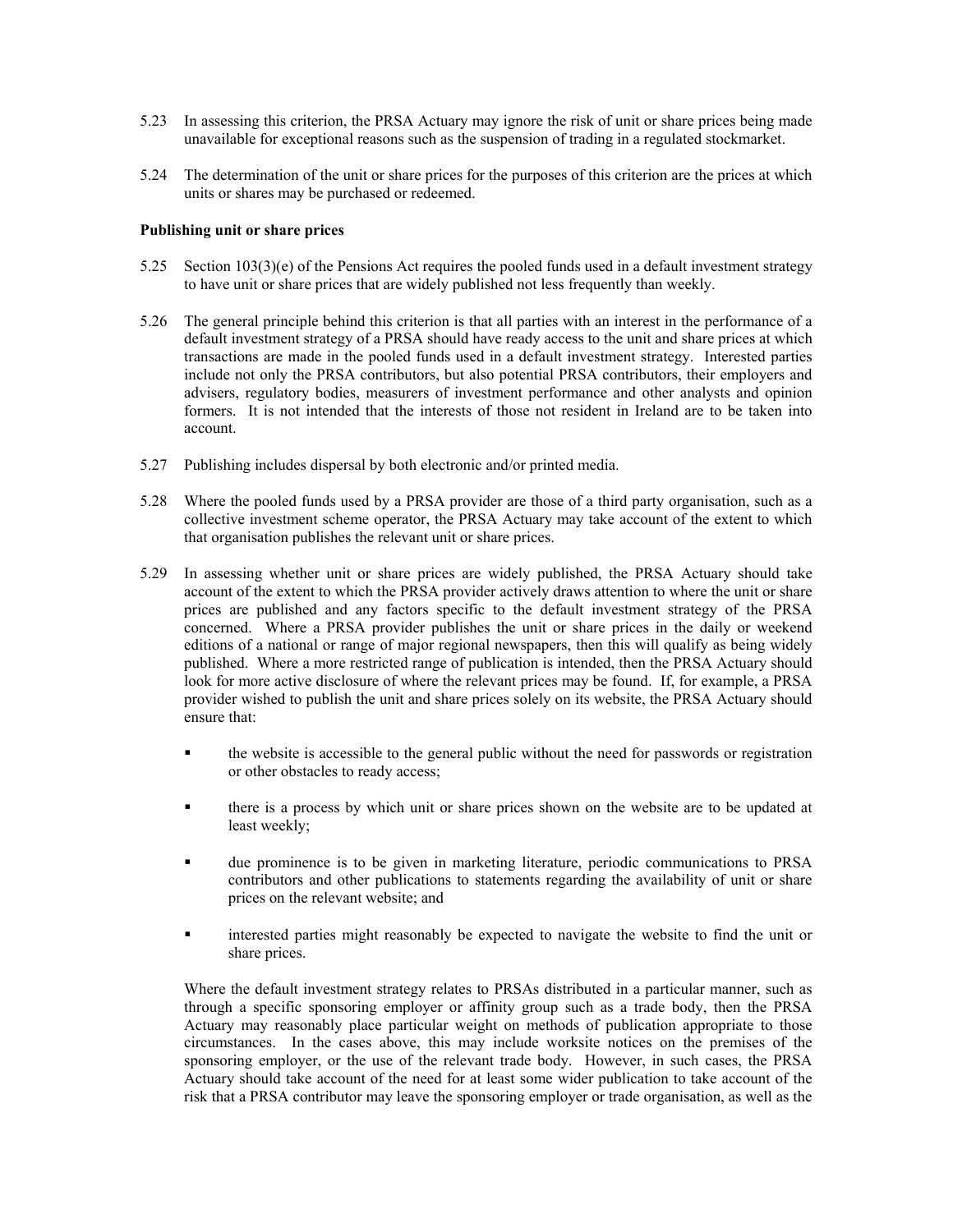5.23 In assessing this criterion, the PRSA Actuary may ignore the risk of unit or share prices being made unavailable for exceptional reasons such as the suspension of trading in a regulated stockmarket.

5.24 The determination of the unit or share prices for the purposes of this criterion are the prices at which units or shares may be purchased or redeemed.

**Publishing unit or share prices**

5.25 Section 103(3)(e) of the Pensions Act requires the pooled funds used in a default investment strategy to have unit or share prices that are widely published not less frequently than weekly.

5.26 The general principle behind this criterion is that all parties with an interest in the performance of a default investment strategy of a PRSA should have ready access to the unit and share prices at which transactions are made in the pooled funds used in a default investment strategy. Interested parties include not only the PRSA contributors, but also potential PRSA contributors, their employers and advisers, regulatory bodies, measurers of investment performance and other analysts and opinion formers. It is not intended that the interests of those not resident in Ireland are to be taken into account.

5.27 Publishing includes dispersal by both electronic and/or printed media.

5.28 Where the pooled funds used by a PRSA provider are those of a third party organisation, such as a collective investment scheme operator, the PRSA Actuary may take account of the extent to which that organisation publishes the relevant unit or share prices.

5.29 In assessing whether unit or share prices are widely published, the PRSA Actuary should take account of the extent to which the PRSA provider actively draws attention to where the unit or share prices are published and any factors specific to the default investment strategy of the PRSA concerned. Where a PRSA provider publishes the unit or share prices in the daily or weekend editions of a national or range of major regional newspapers, then this will qualify as being widely published. Where a more restricted range of publication is intended, then the PRSA Actuary should look for more active disclosure of where the relevant prices may be found. If, for example, a PRSA provider wished to publish the unit and share prices solely on its website, the PRSA Actuary should ensure that:

- the website is accessible to the general public without the need for passwords or registration or other obstacles to ready access;
- there is a process by which unit or share prices shown on the website are to be updated at least weekly;
- due prominence is to be given in marketing literature, periodic communications to PRSA contributors and other publications to statements regarding the availability of unit or share prices on the relevant website; and
- interested parties might reasonably be expected to navigate the website to find the unit or share prices.

Where the default investment strategy relates to PRSAs distributed in a particular manner, such as through a specific sponsoring employer or affinity group such as a trade body, then the PRSA Actuary may reasonably place particular weight on methods of publication appropriate to those circumstances. In the cases above, this may include worksite notices on the premises of the sponsoring employer, or the use of the relevant trade body. However, in such cases, the PRSA Actuary should take account of the need for at least some wider publication to take account of the risk that a PRSA contributor may leave the sponsoring employer or trade organisation, as well as the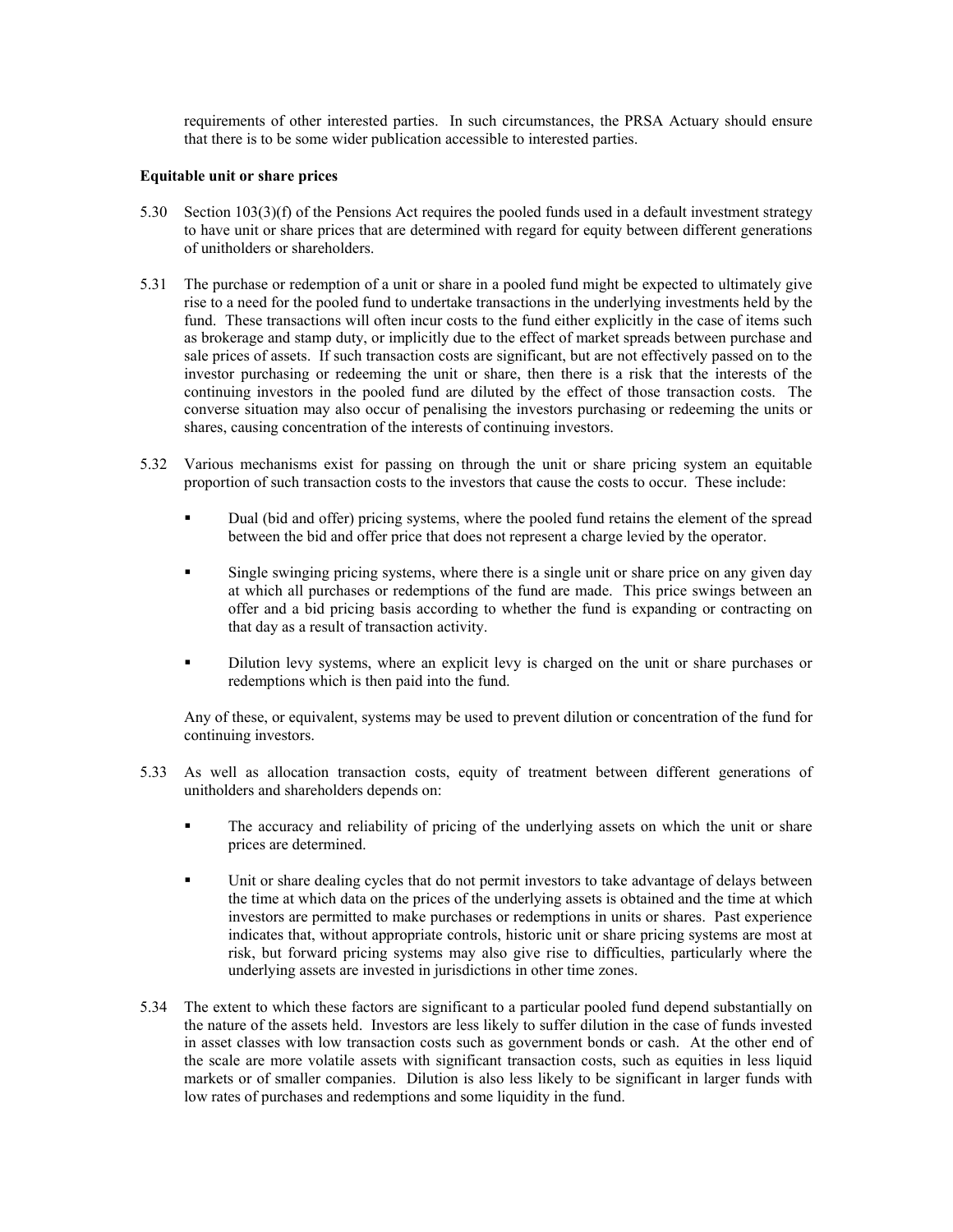requirements of other interested parties. In such circumstances, the PRSA Actuary should ensure that there is to be some wider publication accessible to interested parties.

**Equitable unit or share prices**

5.30 Section 103(3)(f) of the Pensions Act requires the pooled funds used in a default investment strategy to have unit or share prices that are determined with regard for equity between different generations of unitholders or shareholders.

5.31 The purchase or redemption of a unit or share in a pooled fund might be expected to ultimately give rise to a need for the pooled fund to undertake transactions in the underlying investments held by the fund. These transactions will often incur costs to the fund either explicitly in the case of items such as brokerage and stamp duty, or implicitly due to the effect of market spreads between purchase and sale prices of assets. If such transaction costs are significant, but are not effectively passed on to the investor purchasing or redeeming the unit or share, then there is a risk that the interests of the continuing investors in the pooled fund are diluted by the effect of those transaction costs. The converse situation may also occur of penalising the investors purchasing or redeeming the units or shares, causing concentration of the interests of continuing investors.

5.32 Various mechanisms exist for passing on through the unit or share pricing system an equitable proportion of such transaction costs to the investors that cause the costs to occur. These include:

- Dual (bid and offer) pricing systems, where the pooled fund retains the element of the spread between the bid and offer price that does not represent a charge levied by the operator.
- Single swinging pricing systems, where there is a single unit or share price on any given day at which all purchases or redemptions of the fund are made. This price swings between an offer and a bid pricing basis according to whether the fund is expanding or contracting on that day as a result of transaction activity.
- Dilution levy systems, where an explicit levy is charged on the unit or share purchases or redemptions which is then paid into the fund.

Any of these, or equivalent, systems may be used to prevent dilution or concentration of the fund for continuing investors.

5.33 As well as allocation transaction costs, equity of treatment between different generations of unitholders and shareholders depends on:

- The accuracy and reliability of pricing of the underlying assets on which the unit or share prices are determined.
- Unit or share dealing cycles that do not permit investors to take advantage of delays between the time at which data on the prices of the underlying assets is obtained and the time at which investors are permitted to make purchases or redemptions in units or shares. Past experience indicates that, without appropriate controls, historic unit or share pricing systems are most at risk, but forward pricing systems may also give rise to difficulties, particularly where the underlying assets are invested in jurisdictions in other time zones.

5.34 The extent to which these factors are significant to a particular pooled fund depend substantially on the nature of the assets held. Investors are less likely to suffer dilution in the case of funds invested in asset classes with low transaction costs such as government bonds or cash. At the other end of the scale are more volatile assets with significant transaction costs, such as equities in less liquid markets or of smaller companies. Dilution is also less likely to be significant in larger funds with low rates of purchases and redemptions and some liquidity in the fund.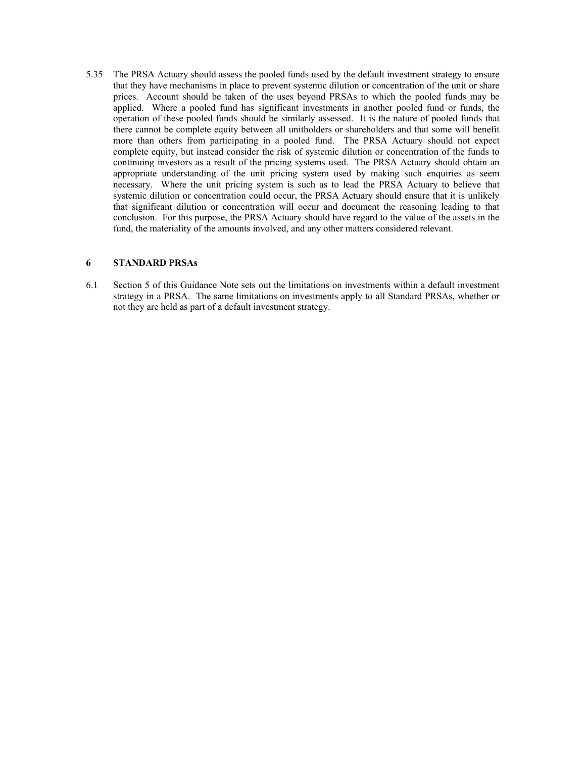5.35 The PRSA Actuary should assess the pooled funds used by the default investment strategy to ensure that they have mechanisms in place to prevent systemic dilution or concentration of the unit or share prices. Account should be taken of the uses beyond PRSAs to which the pooled funds may be applied. Where a pooled fund has significant investments in another pooled fund or funds, the operation of these pooled funds should be similarly assessed. It is the nature of pooled funds that there cannot be complete equity between all unitholders or shareholders and that some will benefit more than others from participating in a pooled fund. The PRSA Actuary should not expect complete equity, but instead consider the risk of systemic dilution or concentration of the funds to continuing investors as a result of the pricing systems used. The PRSA Actuary should obtain an appropriate understanding of the unit pricing system used by making such enquiries as seem necessary. Where the unit pricing system is such as to lead the PRSA Actuary to believe that systemic dilution or concentration could occur, the PRSA Actuary should ensure that it is unlikely that significant dilution or concentration will occur and document the reasoning leading to that conclusion. For this purpose, the PRSA Actuary should have regard to the value of the assets in the fund, the materiality of the amounts involved, and any other matters considered relevant.

## 6 STANDARD PRSAs

6.1 Section 5 of this Guidance Note sets out the limitations on investments within a default investment strategy in a PRSA. The same limitations on investments apply to all Standard PRSAs, whether or not they are held as part of a default investment strategy.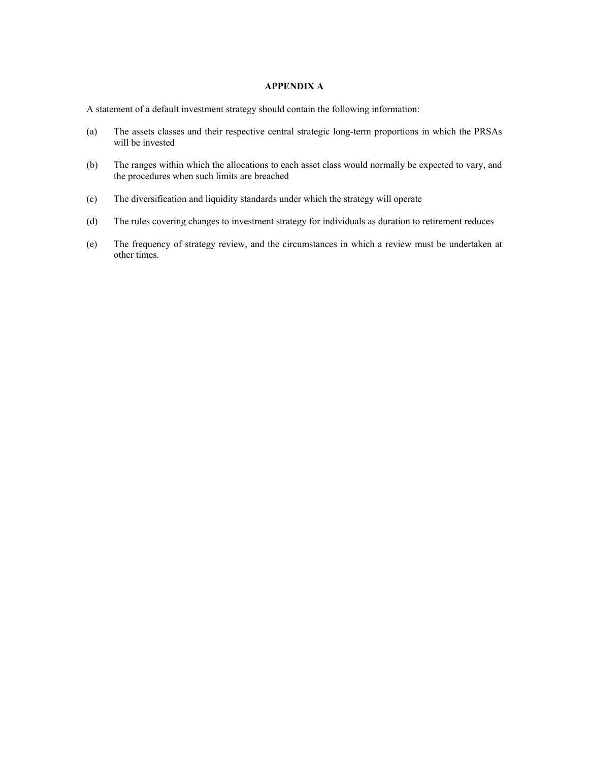## APPENDIX A

A statement of a default investment strategy should contain the following information:

(a) The assets classes and their respective central strategic long-term proportions in which the PRSAs will be invested

(b) The ranges within which the allocations to each asset class would normally be expected to vary, and the procedures when such limits are breached

(c) The diversification and liquidity standards under which the strategy will operate

(d) The rules covering changes to investment strategy for individuals as duration to retirement reduces

(e) The frequency of strategy review, and the circumstances in which a review must be undertaken at other times.